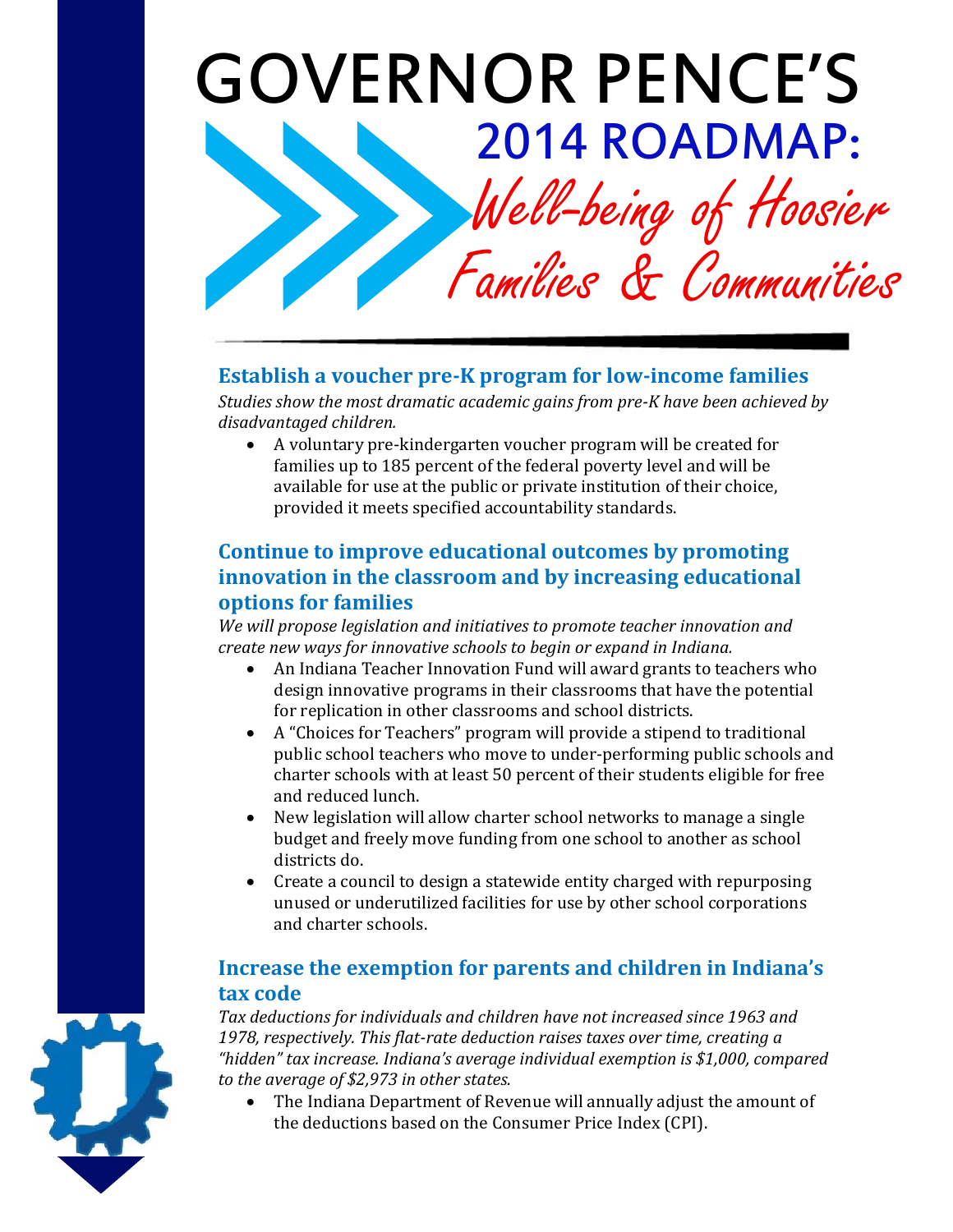# GOVERNOR PENCE'S

## 2014 ROADMAP:

## *Well-being of Hoosier Families & Communities*

### Establish a voucher pre-K program for low-income families

*Studies show the most dramatic academic gains from pre-K have been achieved by disadvantaged children.*

- A voluntary pre-kindergarten voucher program will be created for families up to 185 percent of the federal poverty level and will be available for use at the public or private institution of their choice, provided it meets specified accountability standards.

### Continue to improve educational outcomes by promoting innovation in the classroom and by increasing educational options for families

*We will propose legislation and initiatives to promote teacher innovation and create new ways for innovative schools to begin or expand in Indiana.*

- An Indiana Teacher Innovation Fund will award grants to teachers who design innovative programs in their classrooms that have the potential for replication in other classrooms and school districts.
- A "Choices for Teachers" program will provide a stipend to traditional public school teachers who move to under-performing public schools and charter schools with at least 50 percent of their students eligible for free and reduced lunch.
- New legislation will allow charter school networks to manage a single budget and freely move funding from one school to another as school districts do.
- Create a council to design a statewide entity charged with repurposing unused or underutilized facilities for use by other school corporations and charter schools.

### Increase the exemption for parents and children in Indiana's tax code

*Tax deductions for individuals and children have not increased since 1963 and 1978, respectively. This flat-rate deduction raises taxes over time, creating a "hidden" tax increase. Indiana's average individual exemption is $1,000, compared to the average of $2,973 in other states.*

- The Indiana Department of Revenue will annually adjust the amount of the deductions based on the Consumer Price Index (CPI).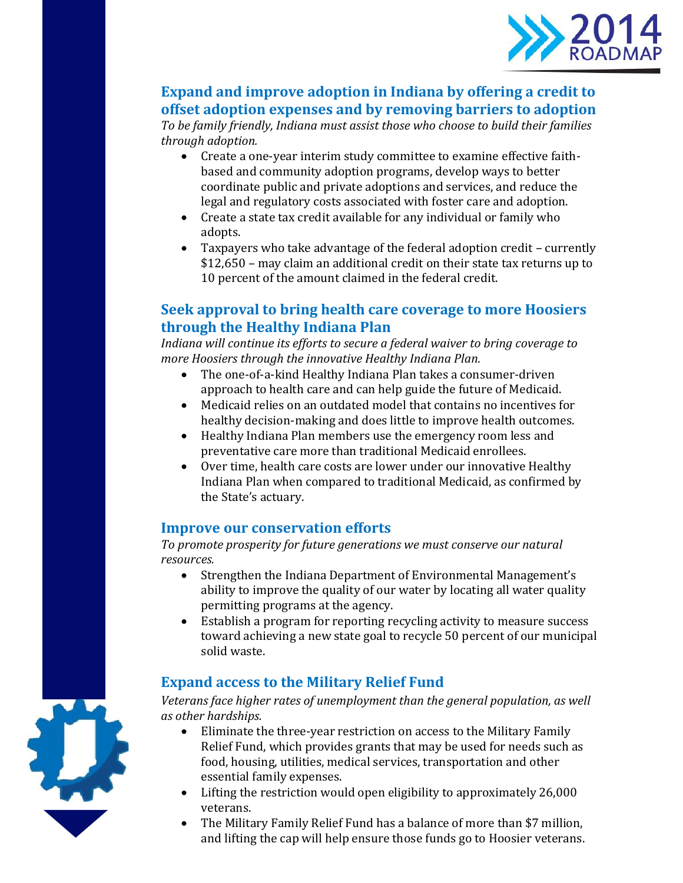## Expand and improve adoption in Indiana by offering a credit to offset adoption expenses and by removing barriers to adoption

*To be family friendly, Indiana must assist those who choose to build their families through adoption.*

- Create a one-year interim study committee to examine effective faith-based and community adoption programs, develop ways to better coordinate public and private adoptions and services, and reduce the legal and regulatory costs associated with foster care and adoption.
- Create a state tax credit available for any individual or family who adopts.
- Taxpayers who take advantage of the federal adoption credit – currently $12,650 – may claim an additional credit on their state tax returns up to 10 percent of the amount claimed in the federal credit.

## Seek approval to bring health care coverage to more Hoosiers through the Healthy Indiana Plan

*Indiana will continue its efforts to secure a federal waiver to bring coverage to more Hoosiers through the innovative Healthy Indiana Plan.*

- The one-of-a-kind Healthy Indiana Plan takes a consumer-driven approach to health care and can help guide the future of Medicaid.
- Medicaid relies on an outdated model that contains no incentives for healthy decision-making and does little to improve health outcomes.
- Healthy Indiana Plan members use the emergency room less and preventative care more than traditional Medicaid enrollees.
- Over time, health care costs are lower under our innovative Healthy Indiana Plan when compared to traditional Medicaid, as confirmed by the State's actuary.

## Improve our conservation efforts

*To promote prosperity for future generations we must conserve our natural resources.*

- Strengthen the Indiana Department of Environmental Management's ability to improve the quality of our water by locating all water quality permitting programs at the agency.
- Establish a program for reporting recycling activity to measure success toward achieving a new state goal to recycle 50 percent of our municipal solid waste.

## Expand access to the Military Relief Fund

*Veterans face higher rates of unemployment than the general population, as well as other hardships.*

- Eliminate the three-year restriction on access to the Military Family Relief Fund, which provides grants that may be used for needs such as food, housing, utilities, medical services, transportation and other essential family expenses.
- Lifting the restriction would open eligibility to approximately 26,000 veterans.
- The Military Family Relief Fund has a balance of more than $7 million, and lifting the cap will help ensure those funds go to Hoosier veterans.